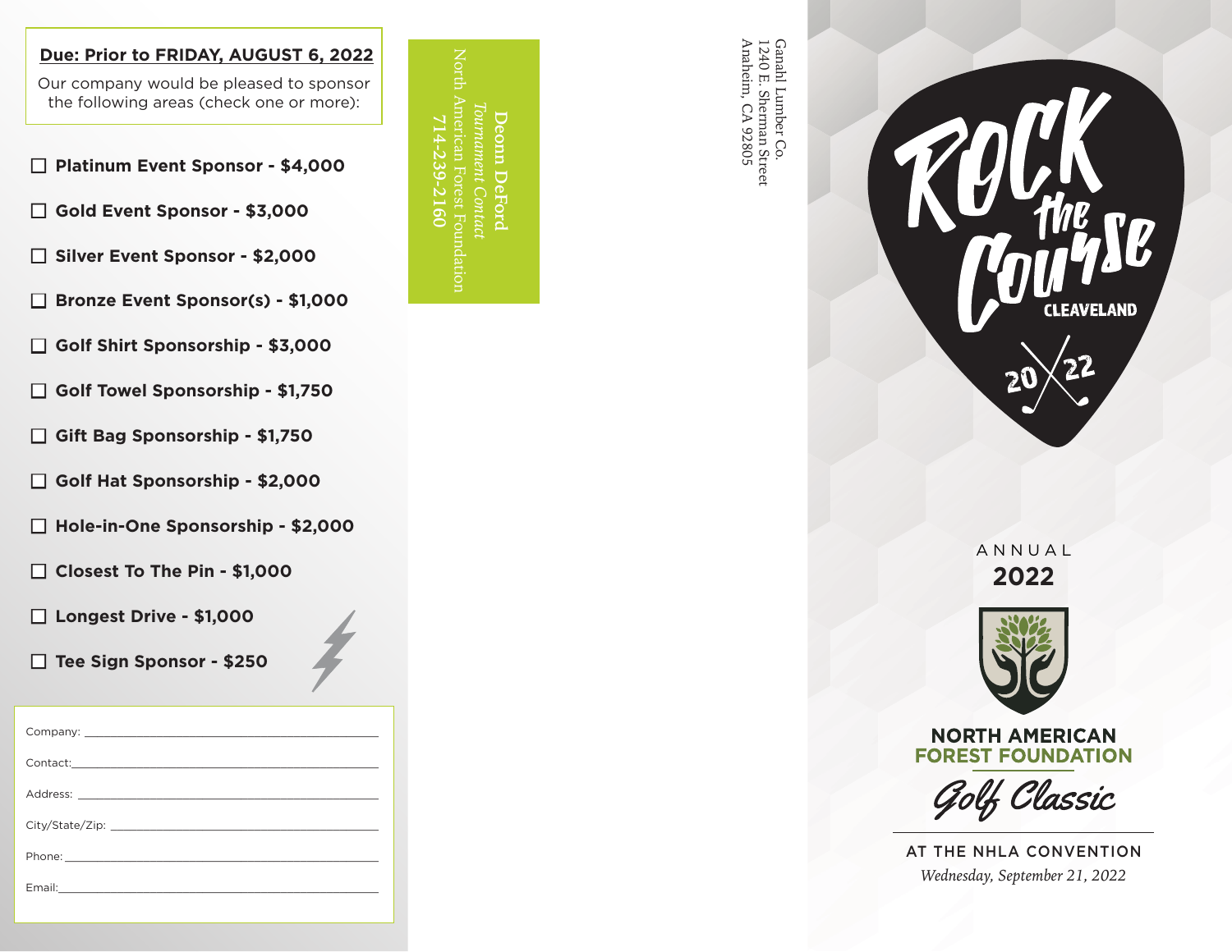**Due: Prior to FRIDAY, AUGUST 6, 2022**

Our company would be pleased to sponsor the following areas (check one or more):

- ☐ **Platinum Event Sponsor - $4,000**
- ☐ **Gold Event Sponsor - $3,000**
- ☐ **Silver Event Sponsor - $2,000**
- ☐ **Bronze Event Sponsor(s) - $1,000**
- ☐ **Golf Shirt Sponsorship - $3,000**
- ☐ **Golf Towel Sponsorship - $1,750**
- ☐ **Gift Bag Sponsorship - $1,750**
- ☐ **Golf Hat Sponsorship - $2,000**
- ☐ **Hole-in-One Sponsorship - $2,000**
- ☐ **Closest To The Pin - $1,000**
- ☐ **Longest Drive - $1,000**
- ☐ **Tee Sign Sponsor - $250**

Company: ______________________________

Contact: ______________________________

Address: ______________________________

City/State/Zip: ______________________________

Phone: ______________________________

Email: ______________________________

Deonn DeFord
*Tournament Contact*
North American Forest Foundation
714-239-2160

Ganahl Lumber Co.
1240 E. Sherman Street
Anaheim, CA 92805

# Rock the Course

CLEAVELAND

20 22

ANNUAL
**2022**

**NORTH AMERICAN FOREST FOUNDATION**

*Golf Classic*

AT THE NHLA CONVENTION
*Wednesday, September 21, 2022*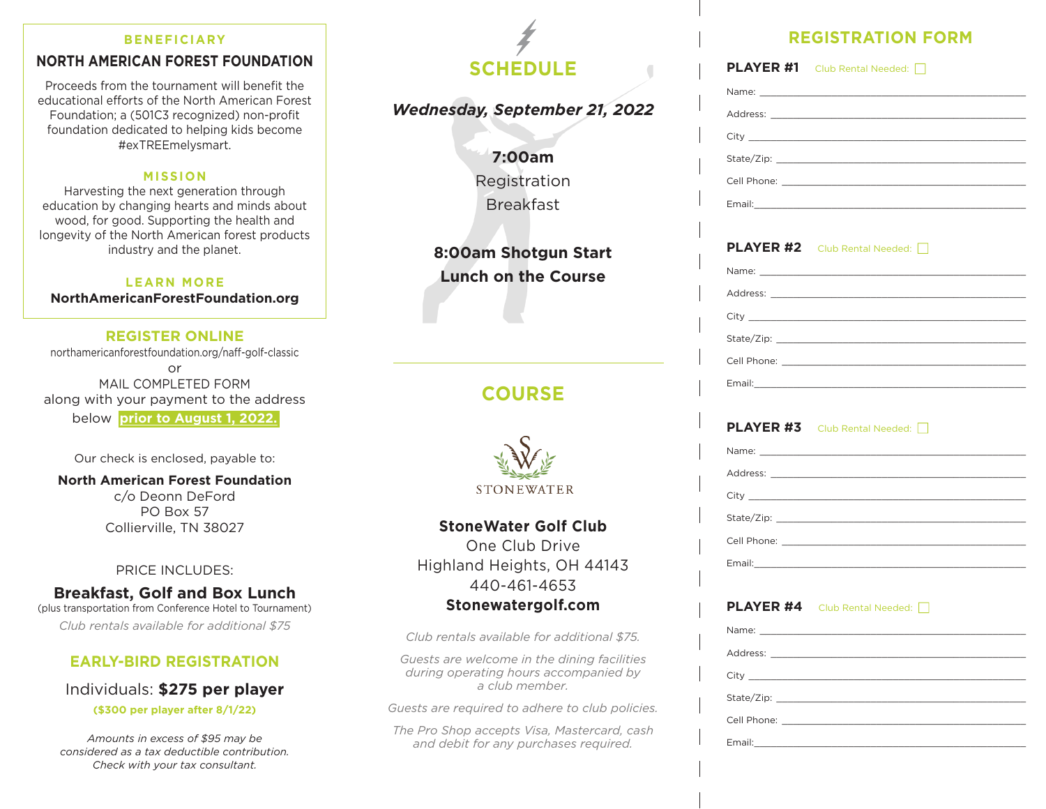## BENEFICIARY

### NORTH AMERICAN FOREST FOUNDATION

Proceeds from the tournament will benefit the educational efforts of the North American Forest Foundation; a (501C3 recognized) non-profit foundation dedicated to helping kids become #exTREEmelysmart.

## MISSION

Harvesting the next generation through education by changing hearts and minds about wood, for good. Supporting the health and longevity of the North American forest products industry and the planet.

## LEARN MORE

**NorthAmericanForestFoundation.org**

## REGISTER ONLINE

northamericanforestfoundation.org/naff-golf-classic

or

MAIL COMPLETED FORM along with your payment to the address below **prior to August 1, 2022.**

Our check is enclosed, payable to:

**North American Forest Foundation**
c/o Deonn DeFord
PO Box 57
Collierville, TN 38027

PRICE INCLUDES:

**Breakfast, Golf and Box Lunch**
(plus transportation from Conference Hotel to Tournament)

*Club rentals available for additional $75*

## EARLY-BIRD REGISTRATION

Individuals: **$275 per player**

**($300 per player after 8/1/22)**

*Amounts in excess of $95 may be considered as a tax deductible contribution. Check with your tax consultant.*

## SCHEDULE

***Wednesday, September 21, 2022***

**7:00am**
Registration
Breakfast

**8:00am Shotgun Start**
**Lunch on the Course**

## COURSE

STONEWATER

**StoneWater Golf Club**
One Club Drive
Highland Heights, OH 44143
440-461-4653
**Stonewatergolf.com**

*Club rentals available for additional $75.*

*Guests are welcome in the dining facilities during operating hours accompanied by a club member.*

*Guests are required to adhere to club policies.*

*The Pro Shop accepts Visa, Mastercard, cash and debit for any purchases required.*

## REGISTRATION FORM

**PLAYER #1** Club Rental Needed: ☐

Name: ______________________

Address: ______________________

City ______________________

State/Zip: ______________________

Cell Phone: ______________________

Email: ______________________

**PLAYER #2** Club Rental Needed: ☐

Name: ______________________

Address: ______________________

City ______________________

State/Zip: ______________________

Cell Phone: ______________________

Email: ______________________

**PLAYER #3** Club Rental Needed: ☐

Name: ______________________

Address: ______________________

City ______________________

State/Zip: ______________________

Cell Phone: ______________________

Email: ______________________

**PLAYER #4** Club Rental Needed: ☐

Name: ______________________

Address: ______________________

City ______________________

State/Zip: ______________________

Cell Phone: ______________________

Email: ______________________